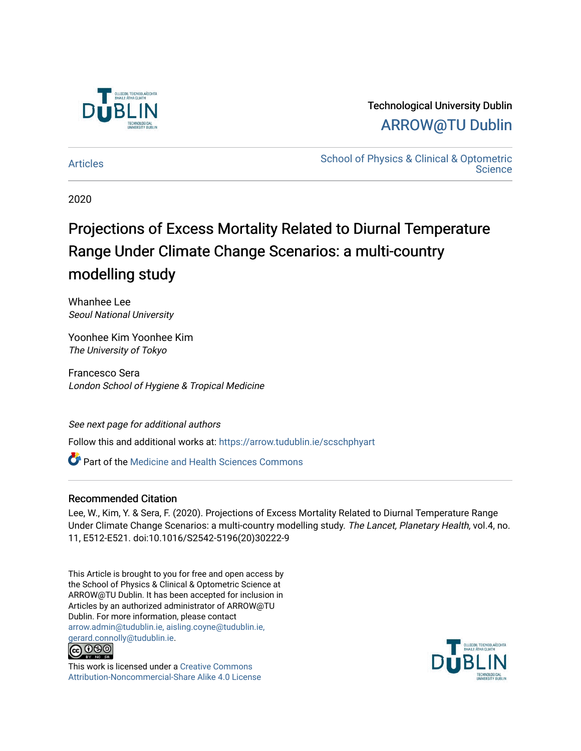Technological University Dublin

ARROW@TU Dublin

Articles

School of Physics & Clinical & Optometric Science

2020

# Projections of Excess Mortality Related to Diurnal Temperature Range Under Climate Change Scenarios: a multi-country modelling study

Whanhee Lee
*Seoul National University*

Yoonhee Kim Yoonhee Kim
*The University of Tokyo*

Francesco Sera
*London School of Hygiene & Tropical Medicine*

*See next page for additional authors*

Follow this and additional works at: https://arrow.tudublin.ie/scschphyart

Part of the Medicine and Health Sciences Commons

## Recommended Citation

Lee, W., Kim, Y. & Sera, F. (2020). Projections of Excess Mortality Related to Diurnal Temperature Range Under Climate Change Scenarios: a multi-country modelling study. *The Lancet, Planetary Health*, vol.4, no. 11, E512-E521. doi:10.1016/S2542-5196(20)30222-9

This Article is brought to you for free and open access by the School of Physics & Clinical & Optometric Science at ARROW@TU Dublin. It has been accepted for inclusion in Articles by an authorized administrator of ARROW@TU Dublin. For more information, please contact arrow.admin@tudublin.ie, aisling.coyne@tudublin.ie, gerard.connolly@tudublin.ie.

This work is licensed under a Creative Commons Attribution-Noncommercial-Share Alike 4.0 License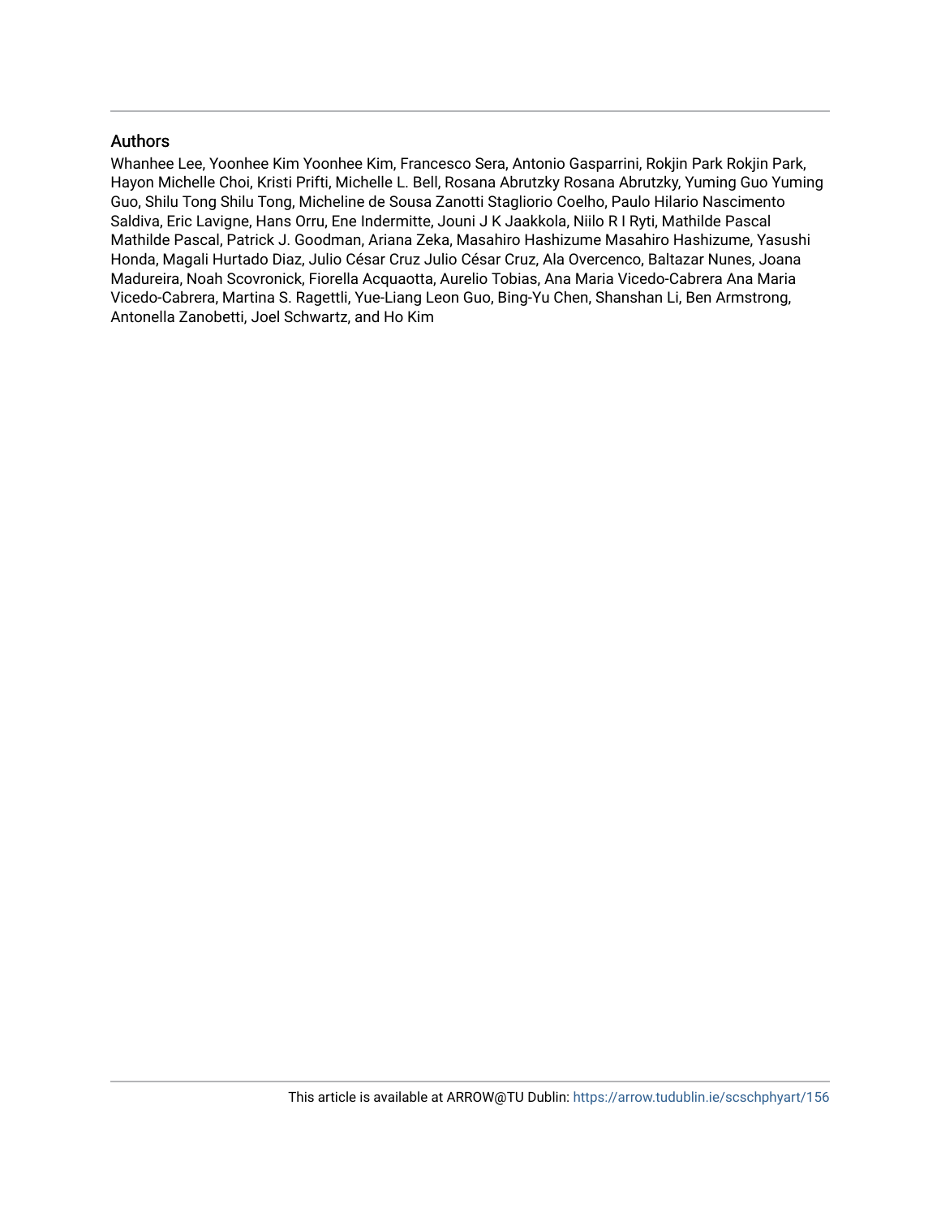## Authors

Whanhee Lee, Yoonhee Kim Yoonhee Kim, Francesco Sera, Antonio Gasparrini, Rokjin Park Rokjin Park, Hayon Michelle Choi, Kristi Prifti, Michelle L. Bell, Rosana Abrutzky Rosana Abrutzky, Yuming Guo Yuming Guo, Shilu Tong Shilu Tong, Micheline de Sousa Zanotti Stagliorio Coelho, Paulo Hilario Nascimento Saldiva, Eric Lavigne, Hans Orru, Ene Indermitte, Jouni J K Jaakkola, Niilo R I Ryti, Mathilde Pascal Mathilde Pascal, Patrick J. Goodman, Ariana Zeka, Masahiro Hashizume Masahiro Hashizume, Yasushi Honda, Magali Hurtado Diaz, Julio César Cruz Julio César Cruz, Ala Overcenco, Baltazar Nunes, Joana Madureira, Noah Scovronick, Fiorella Acquaotta, Aurelio Tobias, Ana Maria Vicedo-Cabrera Ana Maria Vicedo-Cabrera, Martina S. Ragettli, Yue-Liang Leon Guo, Bing-Yu Chen, Shanshan Li, Ben Armstrong, Antonella Zanobetti, Joel Schwartz, and Ho Kim

This article is available at ARROW@TU Dublin: https://arrow.tudublin.ie/scschphyart/156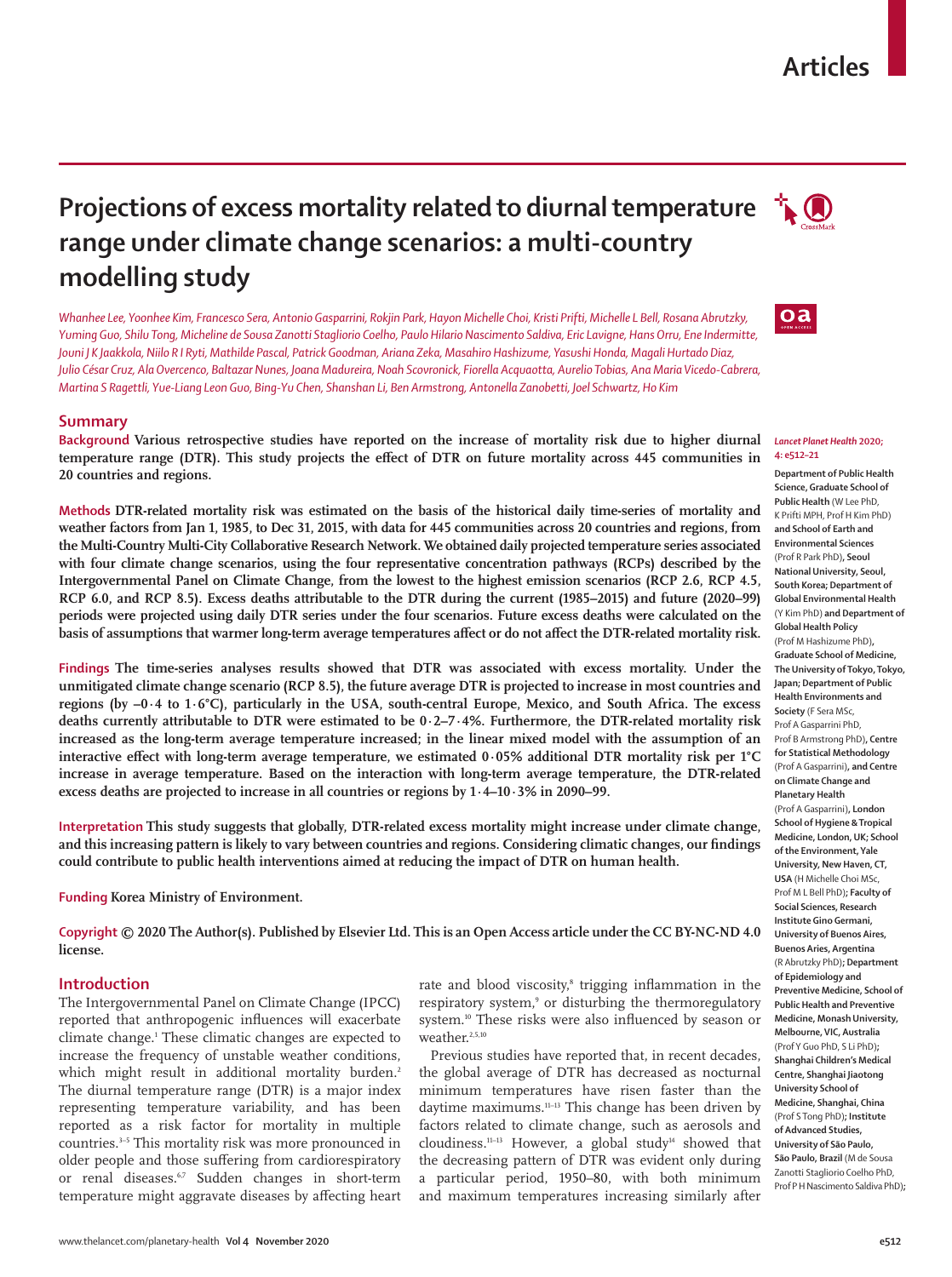# Articles

# Projections of excess mortality related to diurnal temperature range under climate change scenarios: a multi-country modelling study

*Whanhee Lee, Yoonhee Kim, Francesco Sera, Antonio Gasparrini, Rokjin Park, Hayon Michelle Choi, Kristi Prifti, Michelle L Bell, Rosana Abrutzky, Yuming Guo, Shilu Tong, Micheline de Sousa Zanotti Stagliorio Coelho, Paulo Hilario Nascimento Saldiva, Eric Lavigne, Hans Orru, Ene Indermitte, Jouni J K Jaakkola, Niilo R I Ryti, Mathilde Pascal, Patrick Goodman, Ariana Zeka, Masahiro Hashizume, Yasushi Honda, Magali Hurtado Diaz, Julio César Cruz, Ala Overcenco, Baltazar Nunes, Joana Madureira, Noah Scovronick, Fiorella Acquaotta, Aurelio Tobias, Ana Maria Vicedo-Cabrera, Martina S Ragettli, Yue-Liang Leon Guo, Bing-Yu Chen, Shanshan Li, Ben Armstrong, Antonella Zanobetti, Joel Schwartz, Ho Kim*

## Summary

**Background** Various retrospective studies have reported on the increase of mortality risk due to higher diurnal temperature range (DTR). This study projects the effect of DTR on future mortality across 445 communities in 20 countries and regions.

**Methods** DTR-related mortality risk was estimated on the basis of the historical daily time-series of mortality and weather factors from Jan 1, 1985, to Dec 31, 2015, with data for 445 communities across 20 countries and regions, from the Multi-Country Multi-City Collaborative Research Network. We obtained daily projected temperature series associated with four climate change scenarios, using the four representative concentration pathways (RCPs) described by the Intergovernmental Panel on Climate Change, from the lowest to the highest emission scenarios (RCP 2.6, RCP 4.5, RCP 6.0, and RCP 8.5). Excess deaths attributable to the DTR during the current (1985–2015) and future (2020–99) periods were projected using daily DTR series under the four scenarios. Future excess deaths were calculated on the basis of assumptions that warmer long-term average temperatures affect or do not affect the DTR-related mortality risk.

**Findings** The time-series analyses results showed that DTR was associated with excess mortality. Under the unmitigated climate change scenario (RCP 8.5), the future average DTR is projected to increase in most countries and regions (by –0·4 to 1·6°C), particularly in the USA, south-central Europe, Mexico, and South Africa. The excess deaths currently attributable to DTR were estimated to be 0·2–7·4%. Furthermore, the DTR-related mortality risk increased as the long-term average temperature increased; in the linear mixed model with the assumption of an interactive effect with long-term average temperature, we estimated 0·05% additional DTR mortality risk per 1°C increase in average temperature. Based on the interaction with long-term average temperature, the DTR-related excess deaths are projected to increase in all countries or regions by 1·4–10·3% in 2090–99.

**Interpretation** This study suggests that globally, DTR-related excess mortality might increase under climate change, and this increasing pattern is likely to vary between countries and regions. Considering climatic changes, our findings could contribute to public health interventions aimed at reducing the impact of DTR on human health.

**Funding** Korea Ministry of Environment.

**Copyright** © 2020 The Author(s). Published by Elsevier Ltd. This is an Open Access article under the CC BY-NC-ND 4.0 license.

## Introduction

The Intergovernmental Panel on Climate Change (IPCC) reported that anthropogenic influences will exacerbate climate change.[1] These climatic changes are expected to increase the frequency of unstable weather conditions, which might result in additional mortality burden.[2] The diurnal temperature range (DTR) is a major index representing temperature variability, and has been reported as a risk factor for mortality in multiple countries.[3–5] This mortality risk was more pronounced in older people and those suffering from cardiorespiratory or renal diseases.[6,7] Sudden changes in short-term temperature might aggravate diseases by affecting heart rate and blood viscosity,[8] trigging inflammation in the respiratory system,[9] or disturbing the thermoregulatory system.[10] These risks were also influenced by season or weather.[2,5,10]

Previous studies have reported that, in recent decades, the global average of DTR has decreased as nocturnal minimum temperatures have risen faster than the daytime maximums.[11–13] This change has been driven by factors related to climate change, such as aerosols and cloudiness.[11–13] However, a global study[14] showed that the decreasing pattern of DTR was evident only during a particular period, 1950–80, with both minimum and maximum temperatures increasing similarly after

*Lancet Planet Health* 2020; 4: e512–21

Department of Public Health Science, Graduate School of Public Health (W Lee PhD, K Prifti MPH, Prof H Kim PhD) and School of Earth and Environmental Sciences (Prof R Park PhD), Seoul National University, Seoul, South Korea; Department of Global Environmental Health (Y Kim PhD) and Department of Global Health Policy (Prof M Hashizume PhD), Graduate School of Medicine, The University of Tokyo, Tokyo, Japan; Department of Public Health Environments and Society (F Sera MSc, Prof A Gasparrini PhD, Prof B Armstrong PhD), Centre for Statistical Methodology (Prof A Gasparrini), and Centre on Climate Change and Planetary Health (Prof A Gasparrini), London School of Hygiene & Tropical Medicine, London, UK; School of the Environment, Yale University, New Haven, CT, USA (H Michelle Choi MSc, Prof M L Bell PhD); Faculty of Social Sciences, Research Institute Gino Germani, University of Buenos Aires, Buenos Aries, Argentina (R Abrutzky PhD); Department of Epidemiology and Preventive Medicine, School of Public Health and Preventive Medicine, Monash University, Melbourne, VIC, Australia (Prof Y Guo PhD, S Li PhD); Shanghai Children's Medical Centre, Shanghai Jiaotong University School of Medicine, Shanghai, China (Prof S Tong PhD); Institute of Advanced Studies, University of São Paulo, São Paulo, Brazil (M de Sousa Zanotti Stagliorio Coelho PhD, Prof P H Nascimento Saldiva PhD);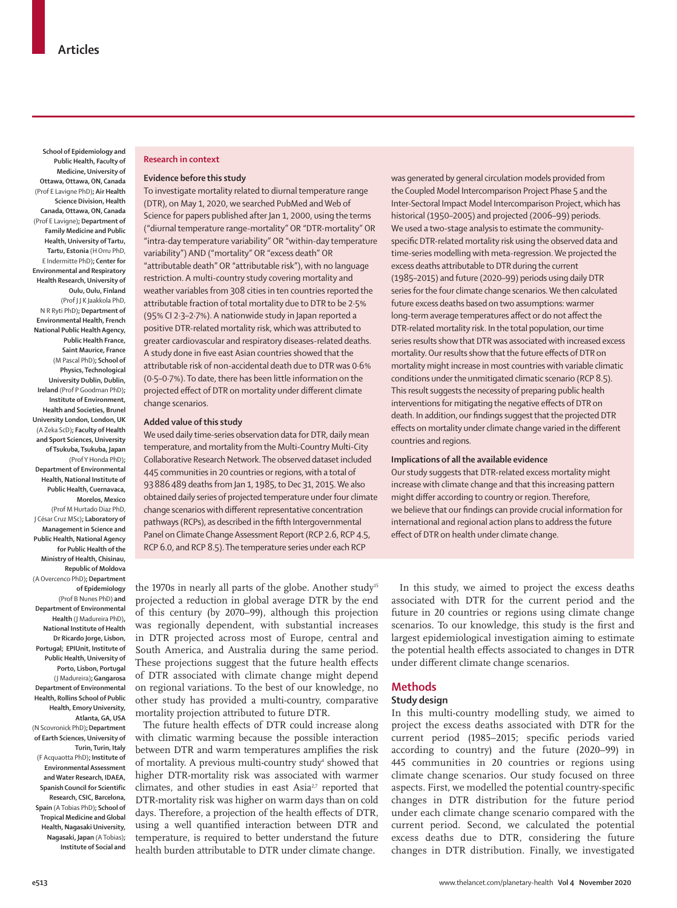School of Epidemiology and Public Health, Faculty of Medicine, University of Ottawa, Ottawa, ON, Canada (Prof E Lavigne PhD); Air Health Science Division, Health Canada, Ottawa, ON, Canada (Prof E Lavigne); Department of Family Medicine and Public Health, University of Tartu, Tartu, Estonia (H Orru PhD, E Indermitte PhD); Center for Environmental and Respiratory Health Research, University of Oulu, Oulu, Finland (Prof J J K Jaakkola PhD, N R Ryti PhD); Department of Environmental Health, French National Public Health Agency, Public Health France, Saint Maurice, France (M Pascal PhD); School of Physics, Technological University Dublin, Dublin, Ireland (Prof P Goodman PhD); Institute of Environment, Health and Societies, Brunel University London, London, UK (A Zeka ScD); Faculty of Health and Sport Sciences, University of Tsukuba, Tsukuba, Japan (Prof Y Honda PhD); Department of Environmental Health, National Institute of Public Health, Cuernavaca, Morelos, Mexico (Prof M Hurtado Diaz PhD, J César Cruz MSc); Laboratory of Management in Science and Public Health, National Agency for Public Health of the Ministry of Health, Chisinau, Republic of Moldova (A Overcenco PhD); Department of Epidemiology (Prof B Nunes PhD) and Department of Environmental Health (J Madureira PhD), National Institute of Health Dr Ricardo Jorge, Lisbon, Portugal; EPIUnit, Institute of Public Health, University of Porto, Porto, Portugal (J Madureira); Gangarosa Department of Environmental Health, Rollins School of Public Health, Emory University, Atlanta, GA, USA (N Scovronick PhD); Department of Earth Sciences, University of Turin, Turin, Italy (F Acquaotta PhD); Institute of Environmental Assessment and Water Research, IDAEA, Spanish Council for Scientific Research, CSIC, Barcelona, Spain (A Tobias PhD); School of Tropical Medicine and Global Health, Nagasaki University, Nagasaki, Japan (A Tobias); Institute of Social and

## Research in context

**Evidence before this study**

To investigate mortality related to diurnal temperature range (DTR), on May 1, 2020, we searched PubMed and Web of Science for papers published after Jan 1, 2000, using the terms ("diurnal temperature range-mortality" OR "DTR-mortality" OR "intra-day temperature variability" OR "within-day temperature variability") AND ("mortality" OR "excess death" OR "attributable death" OR "attributable risk"), with no language restriction. A multi-country study covering mortality and weather variables from 308 cities in ten countries reported the attributable fraction of total mortality due to DTR to be 2·5% (95% CI 2·3–2·7%). A nationwide study in Japan reported a positive DTR-related mortality risk, which was attributed to greater cardiovascular and respiratory diseases-related deaths. A study done in five east Asian countries showed that the attributable risk of non-accidental death due to DTR was 0·6% (0·5–0·7%). To date, there has been little information on the projected effect of DTR on mortality under different climate change scenarios.

**Added value of this study**

We used daily time-series observation data for DTR, daily mean temperature, and mortality from the Multi-Country Multi-City Collaborative Research Network. The observed dataset included 445 communities in 20 countries or regions, with a total of 93 886 489 deaths from Jan 1, 1985, to Dec 31, 2015. We also obtained daily series of projected temperature under four climate change scenarios with different representative concentration pathways (RCPs), as described in the fifth Intergovernmental Panel on Climate Change Assessment Report (RCP 2.6, RCP 4.5, RCP 6.0, and RCP 8.5). The temperature series under each RCP was generated by general circulation models provided from the Coupled Model Intercomparison Project Phase 5 and the Inter-Sectoral Impact Model Intercomparison Project, which has historical (1950–2005) and projected (2006–99) periods. We used a two-stage analysis to estimate the community-specific DTR-related mortality risk using the observed data and time-series modelling with meta-regression. We projected the excess deaths attributable to DTR during the current (1985–2015) and future (2020–99) periods using daily DTR series for the four climate change scenarios. We then calculated future excess deaths based on two assumptions: warmer long-term average temperatures affect or do not affect the DTR-related mortality risk. In the total population, our time series results show that DTR was associated with increased excess mortality. Our results show that the future effects of DTR on mortality might increase in most countries with variable climatic conditions under the unmitigated climatic scenario (RCP 8.5). This result suggests the necessity of preparing public health interventions for mitigating the negative effects of DTR on death. In addition, our findings suggest that the projected DTR effects on mortality under climate change varied in the different countries and regions.

**Implications of all the available evidence**

Our study suggests that DTR-related excess mortality might increase with climate change and that this increasing pattern might differ according to country or region. Therefore, we believe that our findings can provide crucial information for international and regional action plans to address the future effect of DTR on health under climate change.

the 1970s in nearly all parts of the globe. Another study[15] projected a reduction in global average DTR by the end of this century (by 2070–99), although this projection was regionally dependent, with substantial increases in DTR projected across most of Europe, central and South America, and Australia during the same period. These projections suggest that the future health effects of DTR associated with climate change might depend on regional variations. To the best of our knowledge, no other study has provided a multi-country, comparative mortality projection attributed to future DTR.

The future health effects of DTR could increase along with climatic warming because the possible interaction between DTR and warm temperatures amplifies the risk of mortality. A previous multi-country study[4] showed that higher DTR-mortality risk was associated with warmer climates, and other studies in east Asia[2,7] reported that DTR-mortality risk was higher on warm days than on cold days. Therefore, a projection of the health effects of DTR, using a well quantified interaction between DTR and temperature, is required to better understand the future health burden attributable to DTR under climate change.

In this study, we aimed to project the excess deaths associated with DTR for the current period and the future in 20 countries or regions using climate change scenarios. To our knowledge, this study is the first and largest epidemiological investigation aiming to estimate the potential health effects associated to changes in DTR under different climate change scenarios.

## Methods

### Study design

In this multi-country modelling study, we aimed to project the excess deaths associated with DTR for the current period (1985–2015; specific periods varied according to country) and the future (2020–99) in 445 communities in 20 countries or regions using climate change scenarios. Our study focused on three aspects. First, we modelled the potential country-specific changes in DTR distribution for the future period under each climate change scenario compared with the current period. Second, we calculated the potential excess deaths due to DTR, considering the future changes in DTR distribution. Finally, we investigated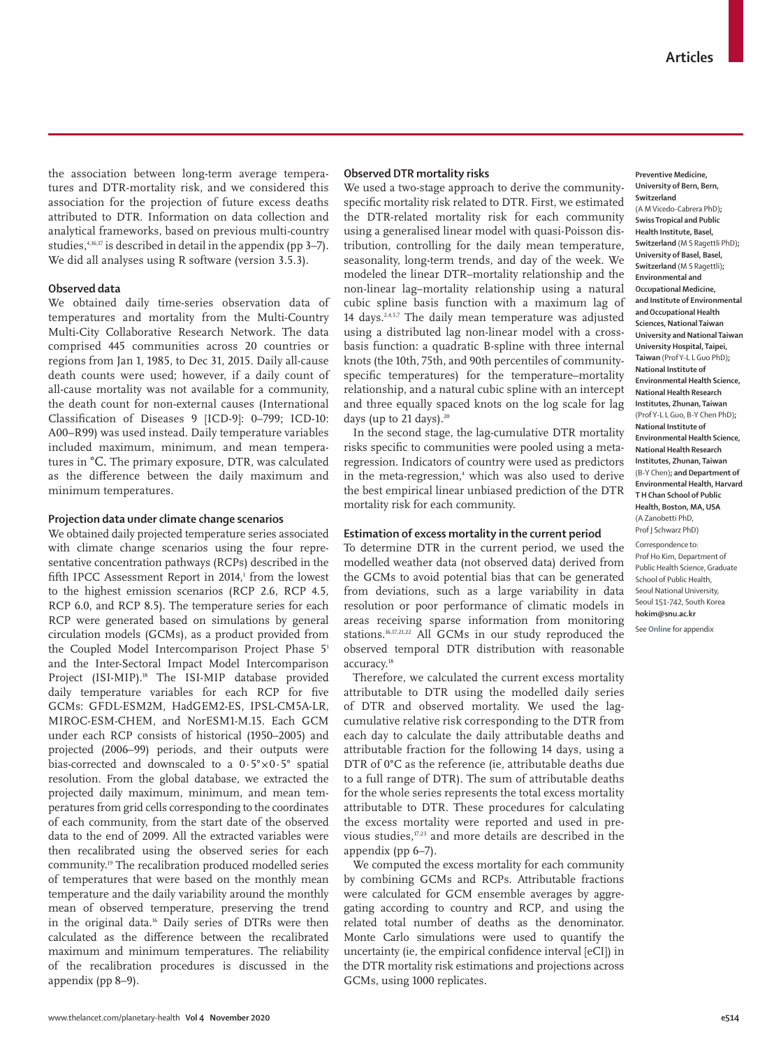the association between long-term average temperatures and DTR-mortality risk, and we considered this association for the projection of future excess deaths attributed to DTR. Information on data collection and analytical frameworks, based on previous multi-country studies,[4,16,17] is described in detail in the appendix (pp 3–7). We did all analyses using R software (version 3.5.3).

### Observed data

We obtained daily time-series observation data of temperatures and mortality from the Multi-Country Multi-City Collaborative Research Network. The data comprised 445 communities across 20 countries or regions from Jan 1, 1985, to Dec 31, 2015. Daily all-cause death counts were used; however, if a daily count of all-cause mortality was not available for a community, the death count for non-external causes (International Classification of Diseases 9 [ICD-9]: 0–799; ICD-10: A00–R99) was used instead. Daily temperature variables included maximum, minimum, and mean temperatures in °C. The primary exposure, DTR, was calculated as the difference between the daily maximum and minimum temperatures.

### Projection data under climate change scenarios

We obtained daily projected temperature series associated with climate change scenarios using the four representative concentration pathways (RCPs) described in the fifth IPCC Assessment Report in 2014,[1] from the lowest to the highest emission scenarios (RCP 2.6, RCP 4.5, RCP 6.0, and RCP 8.5). The temperature series for each RCP were generated based on simulations by general circulation models (GCMs), as a product provided from the Coupled Model Intercomparison Project Phase 5[1] and the Inter-Sectoral Impact Model Intercomparison Project (ISI-MIP).[18] The ISI-MIP database provided daily temperature variables for each RCP for five GCMs: GFDL-ESM2M, HadGEM2-ES, IPSL-CM5A-LR, MIROC-ESM-CHEM, and NorESM1-M.15. Each GCM under each RCP consists of historical (1950–2005) and projected (2006–99) periods, and their outputs were bias-corrected and downscaled to a 0·5°×0·5° spatial resolution. From the global database, we extracted the projected daily maximum, minimum, and mean temperatures from grid cells corresponding to the coordinates of each community, from the start date of the observed data to the end of 2099. All the extracted variables were then recalibrated using the observed series for each community.[19] The recalibration produced modelled series of temperatures that were based on the monthly mean temperature and the daily variability around the monthly mean of observed temperature, preserving the trend in the original data.[16] Daily series of DTRs were then calculated as the difference between the recalibrated maximum and minimum temperatures. The reliability of the recalibration procedures is discussed in the appendix (pp 8–9).

### Observed DTR mortality risks

We used a two-stage approach to derive the community-specific mortality risk related to DTR. First, we estimated the DTR-related mortality risk for each community using a generalised linear model with quasi-Poisson distribution, controlling for the daily mean temperature, seasonality, long-term trends, and day of the week. We modeled the linear DTR–mortality relationship and the non-linear lag–mortality relationship using a natural cubic spline basis function with a maximum lag of 14 days.[2,4,5,7] The daily mean temperature was adjusted using a distributed lag non-linear model with a cross-basis function: a quadratic B-spline with three internal knots (the 10th, 75th, and 90th percentiles of community-specific temperatures) for the temperature–mortality relationship, and a natural cubic spline with an intercept and three equally spaced knots on the log scale for lag days (up to 21 days).[20]

In the second stage, the lag-cumulative DTR mortality risks specific to communities were pooled using a meta-regression. Indicators of country were used as predictors in the meta-regression,[4] which was also used to derive the best empirical linear unbiased prediction of the DTR mortality risk for each community.

### Estimation of excess mortality in the current period

To determine DTR in the current period, we used the modelled weather data (not observed data) derived from the GCMs to avoid potential bias that can be generated from deviations, such as a large variability in data resolution or poor performance of climatic models in areas receiving sparse information from monitoring stations.[16,17,21,22] All GCMs in our study reproduced the observed temporal DTR distribution with reasonable accuracy.[18]

Therefore, we calculated the current excess mortality attributable to DTR using the modelled daily series of DTR and observed mortality. We used the lag-cumulative relative risk corresponding to the DTR from each day to calculate the daily attributable deaths and attributable fraction for the following 14 days, using a DTR of 0°C as the reference (ie, attributable deaths due to a full range of DTR). The sum of attributable deaths for the whole series represents the total excess mortality attributable to DTR. These procedures for calculating the excess mortality were reported and used in previous studies,[17,23] and more details are described in the appendix (pp 6–7).

We computed the excess mortality for each community by combining GCMs and RCPs. Attributable fractions were calculated for GCM ensemble averages by aggregating according to country and RCP, and using the related total number of deaths as the denominator. Monte Carlo simulations were used to quantify the uncertainty (ie, the empirical confidence interval [eCI]) in the DTR mortality risk estimations and projections across GCMs, using 1000 replicates.

Preventive Medicine, University of Bern, Bern, Switzerland (A M Vicedo-Cabrera PhD); Swiss Tropical and Public Health Institute, Basel, Switzerland (M S Ragettli PhD); University of Basel, Basel, Switzerland (M S Ragettli); Environmental and Occupational Medicine, and Institute of Environmental and Occupational Health Sciences, National Taiwan University and National Taiwan University Hospital, Taipei, Taiwan (Prof Y-L L Guo PhD); National Institute of Environmental Health Science, National Health Research Institutes, Zhunan, Taiwan (Prof Y-L L Guo, B-Y Chen PhD); National Institute of Environmental Health Science, National Health Research Institutes, Zhunan, Taiwan (B-Y Chen); and Department of Environmental Health, Harvard T H Chan School of Public Health, Boston, MA, USA (A Zanobetti PhD, Prof J Schwarz PhD)

Correspondence to: Prof Ho Kim, Department of Public Health Science, Graduate School of Public Health, Seoul National University, Seoul 151-742, South Korea **hokim@snu.ac.kr**

See **Online** for appendix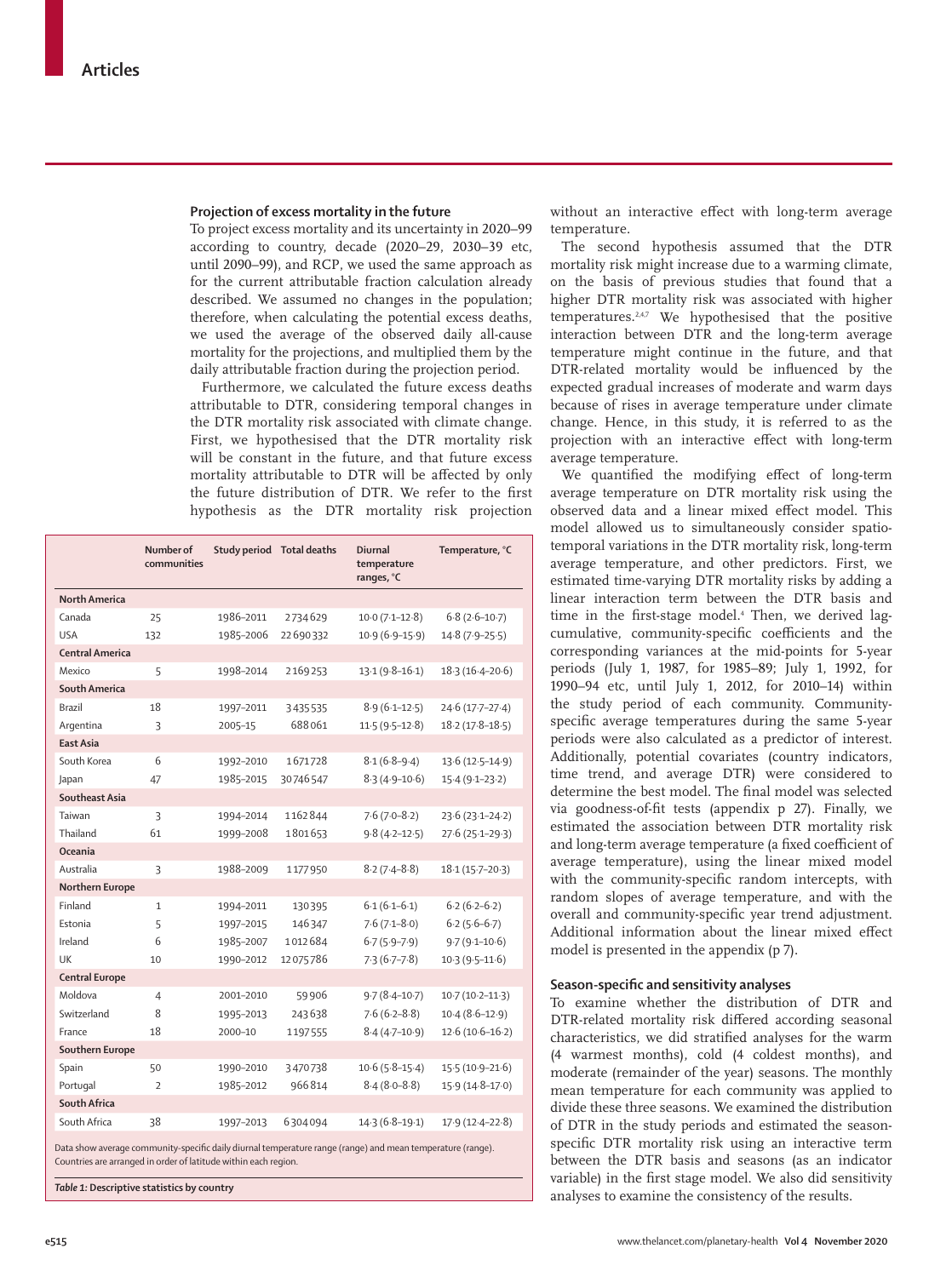### Projection of excess mortality in the future

To project excess mortality and its uncertainty in 2020–99 according to country, decade (2020–29, 2030–39 etc, until 2090–99), and RCP, we used the same approach as for the current attributable fraction calculation already described. We assumed no changes in the population; therefore, when calculating the potential excess deaths, we used the average of the observed daily all-cause mortality for the projections, and multiplied them by the daily attributable fraction during the projection period.

Furthermore, we calculated the future excess deaths attributable to DTR, considering temporal changes in the DTR mortality risk associated with climate change. First, we hypothesised that the DTR mortality risk will be constant in the future, and that future excess mortality attributable to DTR will be affected by only the future distribution of DTR. We refer to the first hypothesis as the DTR mortality risk projection without an interactive effect with long-term average temperature.

The second hypothesis assumed that the DTR mortality risk might increase due to a warming climate, on the basis of previous studies that found that a higher DTR mortality risk was associated with higher temperatures.[2,4,7] We hypothesised that the positive interaction between DTR and the long-term average temperature might continue in the future, and that DTR-related mortality would be influenced by the expected gradual increases of moderate and warm days because of rises in average temperature under climate change. Hence, in this study, it is referred to as the projection with an interactive effect with long-term average temperature.

We quantified the modifying effect of long-term average temperature on DTR mortality risk using the observed data and a linear mixed effect model. This model allowed us to simultaneously consider spatiotemporal variations in the DTR mortality risk, long-term average temperature, and other predictors. First, we estimated time-varying DTR mortality risks by adding a linear interaction term between the DTR basis and time in the first-stage model.[4] Then, we derived lag-cumulative, community-specific coefficients and the corresponding variances at the mid-points for 5-year periods (July 1, 1987, for 1985–89; July 1, 1992, for 1990–94 etc, until July 1, 2012, for 2010–14) within the study period of each community. Community-specific average temperatures during the same 5-year periods were also calculated as a predictor of interest. Additionally, potential covariates (country indicators, time trend, and average DTR) were considered to determine the best model. The final model was selected via goodness-of-fit tests (appendix p 27). Finally, we estimated the association between DTR mortality risk and long-term average temperature (a fixed coefficient of average temperature), using the linear mixed model with the community-specific random intercepts, with random slopes of average temperature, and with the overall and community-specific year trend adjustment. Additional information about the linear mixed effect model is presented in the appendix (p 7).

| | Number of communities | Study period | Total deaths | Diurnal temperature ranges, °C | Temperature, °C |
|---|---|---|---|---|---|
| **North America** | | | | | |
| Canada | 25 | 1986–2011 | 2734629 | 10·0 (7·1–12·8) | 6·8 (2·6–10·7) |
| USA | 132 | 1985–2006 | 22690332 | 10·9 (6·9–15·9) | 14·8 (7·9–25·5) |
| **Central America** | | | | | |
| Mexico | 5 | 1998–2014 | 2169253 | 13·1 (9·8–16·1) | 18·3 (16·4–20·6) |
| **South America** | | | | | |
| Brazil | 18 | 1997–2011 | 3435535 | 8·9 (6·1–12·5) | 24·6 (17·7–27·4) |
| Argentina | 3 | 2005–15 | 688061 | 11·5 (9·5–12·8) | 18·2 (17·8–18·5) |
| **East Asia** | | | | | |
| South Korea | 6 | 1992–2010 | 1671728 | 8·1 (6·8–9·4) | 13·6 (12·5–14·9) |
| Japan | 47 | 1985–2015 | 30746547 | 8·3 (4·9–10·6) | 15·4 (9·1–23·2) |
| **Southeast Asia** | | | | | |
| Taiwan | 3 | 1994–2014 | 1162844 | 7·6 (7·0–8·2) | 23·6 (23·1–24·2) |
| Thailand | 61 | 1999–2008 | 1801653 | 9·8 (4·2–12·5) | 27·6 (25·1–29·3) |
| **Oceania** | | | | | |
| Australia | 3 | 1988–2009 | 1177950 | 8·2 (7·4–8·8) | 18·1 (15·7–20·3) |
| **Northern Europe** | | | | | |
| Finland | 1 | 1994–2011 | 130395 | 6·1 (6·1–6·1) | 6·2 (6·2–6·2) |
| Estonia | 5 | 1997–2015 | 146347 | 7·6 (7·1–8·0) | 6·2 (5·6–6·7) |
| Ireland | 6 | 1985–2007 | 1012684 | 6·7 (5·9–7·9) | 9·7 (9·1–10·6) |
| UK | 10 | 1990–2012 | 12075786 | 7·3 (6·7–7·8) | 10·3 (9·5–11·6) |
| **Central Europe** | | | | | |
| Moldova | 4 | 2001–2010 | 59906 | 9·7 (8·4–10·7) | 10·7 (10·2–11·3) |
| Switzerland | 8 | 1995–2013 | 243638 | 7·6 (6·2–8·8) | 10·4 (8·6–12·9) |
| France | 18 | 2000–10 | 1197555 | 8·4 (4·7–10·9) | 12·6 (10·6–16·2) |
| **Southern Europe** | | | | | |
| Spain | 50 | 1990–2010 | 3470738 | 10·6 (5·8–15·4) | 15·5 (10·9–21·6) |
| Portugal | 2 | 1985–2012 | 966814 | 8·4 (8·0–8·8) | 15·9 (14·8–17·0) |
| **South Africa** | | | | | |
| South Africa | 38 | 1997–2013 | 6304094 | 14·3 (6·8–19·1) | 17·9 (12·4–22·8) |

Data show average community-specific daily diurnal temperature range (range) and mean temperature (range). Countries are arranged in order of latitude within each region.

*Table 1:* **Descriptive statistics by country**

### Season-specific and sensitivity analyses

To examine whether the distribution of DTR and DTR-related mortality risk differed according seasonal characteristics, we did stratified analyses for the warm (4 warmest months), cold (4 coldest months), and moderate (remainder of the year) seasons. The monthly mean temperature for each community was applied to divide these three seasons. We examined the distribution of DTR in the study periods and estimated the season-specific DTR mortality risk using an interactive term between the DTR basis and seasons (as an indicator variable) in the first stage model. We also did sensitivity analyses to examine the consistency of the results.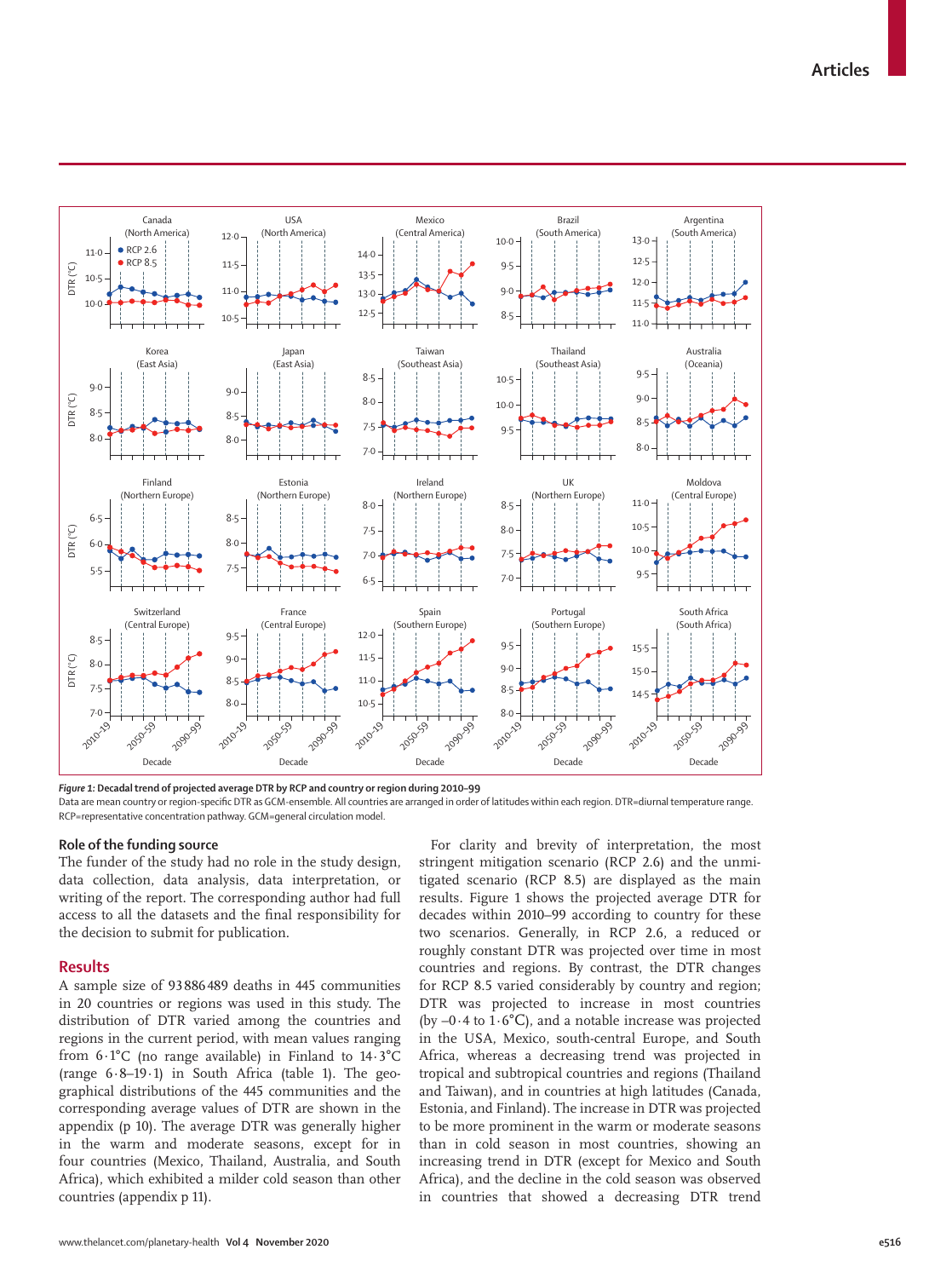Figure 1: Decadal trend of projected average DTR by RCP and country or region during 2010–99

Data are mean country or region-specific DTR as GCM-ensemble. All countries are arranged in order of latitudes within each region. DTR=diurnal temperature range. RCP=representative concentration pathway. GCM=general circulation model.

## Role of the funding source

The funder of the study had no role in the study design, data collection, data analysis, data interpretation, or writing of the report. The corresponding author had full access to all the datasets and the final responsibility for the decision to submit for publication.

## Results

A sample size of 93 886 489 deaths in 445 communities in 20 countries or regions was used in this study. The distribution of DTR varied among the countries and regions in the current period, with mean values ranging from 6·1°C (no range available) in Finland to 14·3°C (range 6·8–19·1) in South Africa (table 1). The geographical distributions of the 445 communities and the corresponding average values of DTR are shown in the appendix (p 10). The average DTR was generally higher in the warm and moderate seasons, except for in four countries (Mexico, Thailand, Australia, and South Africa), which exhibited a milder cold season than other countries (appendix p 11).

For clarity and brevity of interpretation, the most stringent mitigation scenario (RCP 2.6) and the unmitigated scenario (RCP 8.5) are displayed as the main results. Figure 1 shows the projected average DTR for decades within 2010–99 according to country for these two scenarios. Generally, in RCP 2.6, a reduced or roughly constant DTR was projected over time in most countries and regions. By contrast, the DTR changes for RCP 8.5 varied considerably by country and region; DTR was projected to increase in most countries (by –0·4 to 1·6°C), and a notable increase was projected in the USA, Mexico, south-central Europe, and South Africa, whereas a decreasing trend was projected in tropical and subtropical countries and regions (Thailand and Taiwan), and in countries at high latitudes (Canada, Estonia, and Finland). The increase in DTR was projected to be more prominent in the warm or moderate seasons than in cold season in most countries, showing an increasing trend in DTR (except for Mexico and South Africa), and the decline in the cold season was observed in countries that showed a decreasing DTR trend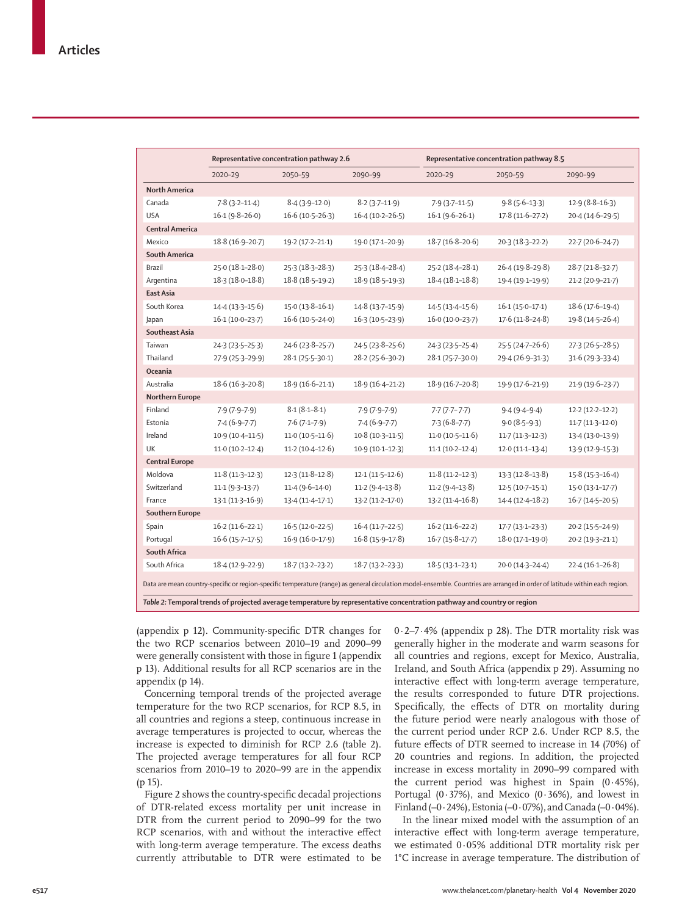| | Representative concentration pathway 2.6 | | | Representative concentration pathway 8.5 | | |
|---|---|---|---|---|---|---|
| | 2020–29 | 2050–59 | 2090–99 | 2020–29 | 2050–59 | 2090–99 |
| **North America** | | | | | | |
| Canada | 7·8 (3·2–11·4) | 8·4 (3·9–12·0) | 8·2 (3·7–11·9) | 7·9 (3·7–11·5) | 9·8 (5·6–13·3) | 12·9 (8·8–16·3) |
| USA | 16·1 (9·8–26·0) | 16·6 (10·5–26·3) | 16·4 (10·2–26·5) | 16·1 (9·6–26·1) | 17·8 (11·6–27·2) | 20·4 (14·6–29·5) |
| **Central America** | | | | | | |
| Mexico | 18·8 (16·9–20·7) | 19·2 (17·2–21·1) | 19·0 (17·1–20·9) | 18·7 (16·8–20·6) | 20·3 (18·3–22·2) | 22·7 (20·6–24·7) |
| **South America** | | | | | | |
| Brazil | 25·0 (18·1–28·0) | 25·3 (18·3–28·3) | 25·3 (18·4–28·4) | 25·2 (18·4–28·1) | 26·4 (19·8–29·8) | 28·7 (21·8–32·7) |
| Argentina | 18·3 (18·0–18·8) | 18·8 (18·5–19·2) | 18·9 (18·5–19·3) | 18·4 (18·1–18·8) | 19·4 (19·1–19·9) | 21·2 (20·9–21·7) |
| **East Asia** | | | | | | |
| South Korea | 14·4 (13·3–15·6) | 15·0 (13·8–16·1) | 14·8 (13·7–15·9) | 14·5 (13·4–15·6) | 16·1 (15·0–17·1) | 18·6 (17·6–19·4) |
| Japan | 16·1 (10·0–23·7) | 16·6 (10·5–24·0) | 16·3 (10·5–23·9) | 16·0 (10·0–23·7) | 17·6 (11·8–24·8) | 19·8 (14·5–26·4) |
| **Southeast Asia** | | | | | | |
| Taiwan | 24·3 (23·5–25·3) | 24·6 (23·8–25·7) | 24·5 (23·8–25·6) | 24·3 (23·5–25·4) | 25·5 (24·7–26·6) | 27·3 (26·5–28·5) |
| Thailand | 27·9 (25·3–29·9) | 28·1 (25·5–30·1) | 28·2 (25·6–30·2) | 28·1 (25·7–30·0) | 29·4 (26·9–31·3) | 31·6 (29·3–33·4) |
| **Oceania** | | | | | | |
| Australia | 18·6 (16·3–20·8) | 18·9 (16·6–21·1) | 18·9 (16·4–21·2) | 18·9 (16·7–20·8) | 19·9 (17·6–21·9) | 21·9 (19·6–23·7) |
| **Northern Europe** | | | | | | |
| Finland | 7·9 (7·9–7·9) | 8·1 (8·1–8·1) | 7·9 (7·9–7·9) | 7·7 (7·7–7·7) | 9·4 (9·4–9·4) | 12·2 (12·2–12·2) |
| Estonia | 7·4 (6·9–7·7) | 7·6 (7·1–7·9) | 7·4 (6·9–7·7) | 7·3 (6·8–7·7) | 9·0 (8·5–9·3) | 11·7 (11·3–12·0) |
| Ireland | 10·9 (10·4–11·5) | 11·0 (10·5–11·6) | 10·8 (10·3–11·5) | 11·0 (10·5–11·6) | 11·7 (11·3–12·3) | 13·4 (13·0–13·9) |
| UK | 11·0 (10·2–12·4) | 11·2 (10·4–12·6) | 10·9 (10·1–12·3) | 11·1 (10·2–12·4) | 12·0 (11·1–13·4) | 13·9 (12·9–15·3) |
| **Central Europe** | | | | | | |
| Moldova | 11·8 (11·3–12·3) | 12·3 (11·8–12·8) | 12·1 (11·5–12·6) | 11·8 (11·2–12·3) | 13·3 (12·8–13·8) | 15·8 (15·3–16·4) |
| Switzerland | 11·1 (9·3–13·7) | 11·4 (9·6–14·0) | 11·2 (9·4–13·8) | 11·2 (9·4–13·8) | 12·5 (10·7–15·1) | 15·0 (13·1–17·7) |
| France | 13·1 (11·3–16·9) | 13·4 (11·4–17·1) | 13·2 (11·2–17·0) | 13·2 (11·4–16·8) | 14·4 (12·4–18·2) | 16·7 (14·5–20·5) |
| **Southern Europe** | | | | | | |
| Spain | 16·2 (11·6–22·1) | 16·5 (12·0–22·5) | 16·4 (11·7–22·5) | 16·2 (11·6–22·2) | 17·7 (13·1–23·3) | 20·2 (15·5–24·9) |
| Portugal | 16·6 (15·7–17·5) | 16·9 (16·0–17·9) | 16·8 (15·9–17·8) | 16·7 (15·8–17·7) | 18·0 (17·1–19·0) | 20·2 (19·3–21·1) |
| **South Africa** | | | | | | |
| South Africa | 18·4 (12·9–22·9) | 18·7 (13·2–23·2) | 18·7 (13·2–23·3) | 18·5 (13·1–23·1) | 20·0 (14·3–24·4) | 22·4 (16·1–26·8) |

Data are mean country-specific or region-specific temperature (range) as general circulation model-ensemble. Countries are arranged in order of latitude within each region.

*Table 2:* **Temporal trends of projected average temperature by representative concentration pathway and country or region**

(appendix p 12). Community-specific DTR changes for the two RCP scenarios between 2010–19 and 2090–99 were generally consistent with those in figure 1 (appendix p 13). Additional results for all RCP scenarios are in the appendix (p 14).

Concerning temporal trends of the projected average temperature for the two RCP scenarios, for RCP 8.5, in all countries and regions a steep, continuous increase in average temperatures is projected to occur, whereas the increase is expected to diminish for RCP 2.6 (table 2). The projected average temperatures for all four RCP scenarios from 2010–19 to 2020–99 are in the appendix (p 15).

Figure 2 shows the country-specific decadal projections of DTR-related excess mortality per unit increase in DTR from the current period to 2090–99 for the two RCP scenarios, with and without the interactive effect with long-term average temperature. The excess deaths currently attributable to DTR were estimated to be 0·2–7·4% (appendix p 28). The DTR mortality risk was generally higher in the moderate and warm seasons for all countries and regions, except for Mexico, Australia, Ireland, and South Africa (appendix p 29). Assuming no interactive effect with long-term average temperature, the results corresponded to future DTR projections. Specifically, the effects of DTR on mortality during the future period were nearly analogous with those of the current period under RCP 2.6. Under RCP 8.5, the future effects of DTR seemed to increase in 14 (70%) of 20 countries and regions. In addition, the projected increase in excess mortality in 2090–99 compared with the current period was highest in Spain (0·45%), Portugal (0·37%), and Mexico (0·36%), and lowest in Finland (–0·24%), Estonia (–0·07%), and Canada (–0·04%).

In the linear mixed model with the assumption of an interactive effect with long-term average temperature, we estimated 0·05% additional DTR mortality risk per 1°C increase in average temperature. The distribution of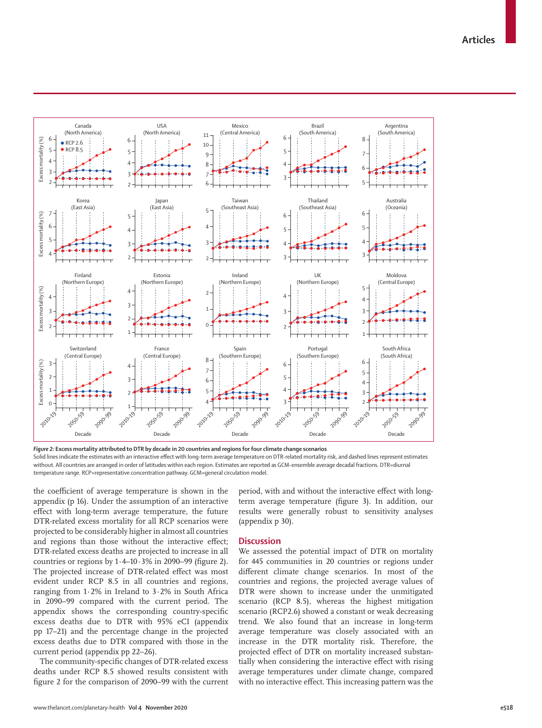*Figure 2:* **Excess mortality attributed to DTR by decade in 20 countries and regions for four climate change scenarios**

Solid lines indicate the estimates with an interactive effect with long-term average temperature on DTR-related mortality risk, and dashed lines represent estimates without. All countries are arranged in order of latitudes within each region. Estimates are reported as GCM-ensemble average decadal fractions. DTR=diurnal temperature range. RCP=representative concentration pathway. GCM=general circulation model.

the coefficient of average temperature is shown in the appendix (p 16). Under the assumption of an interactive effect with long-term average temperature, the future DTR-related excess mortality for all RCP scenarios were projected to be considerably higher in almost all countries and regions than those without the interactive effect; DTR-related excess deaths are projected to increase in all countries or regions by 1·4–10·3% in 2090–99 (figure 2). The projected increase of DTR-related effect was most evident under RCP 8.5 in all countries and regions, ranging from 1·2% in Ireland to 3·2% in South Africa in 2090–99 compared with the current period. The appendix shows the corresponding country-specific excess deaths due to DTR with 95% eCI (appendix pp 17–21) and the percentage change in the projected excess deaths due to DTR compared with those in the current period (appendix pp 22–26).

The community-specific changes of DTR-related excess deaths under RCP 8.5 showed results consistent with figure 2 for the comparison of 2090–99 with the current period, with and without the interactive effect with long-term average temperature (figure 3). In addition, our results were generally robust to sensitivity analyses (appendix p 30).

## Discussion

We assessed the potential impact of DTR on mortality for 445 communities in 20 countries or regions under different climate change scenarios. In most of the countries and regions, the projected average values of DTR were shown to increase under the unmitigated scenario (RCP 8.5), whereas the highest mitigation scenario (RCP2.6) showed a constant or weak decreasing trend. We also found that an increase in long-term average temperature was closely associated with an increase in the DTR mortality risk. Therefore, the projected effect of DTR on mortality increased substantially when considering the interactive effect with rising average temperatures under climate change, compared with no interactive effect. This increasing pattern was the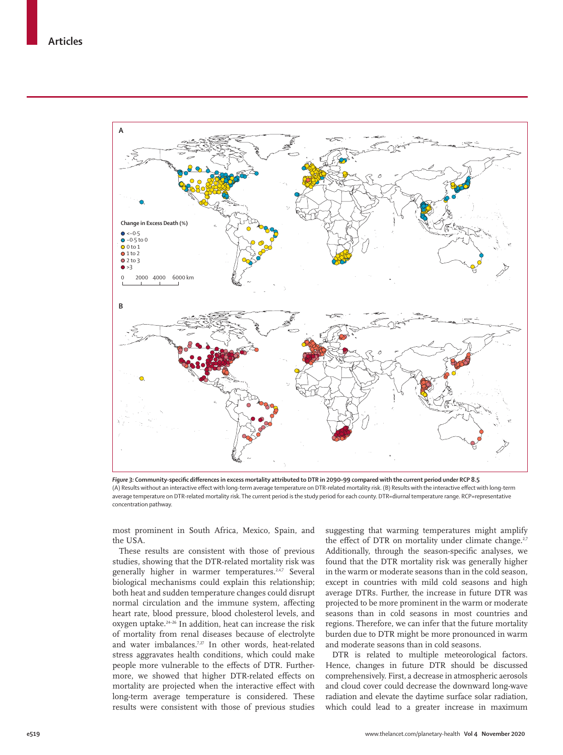Figure 3: Community-specific differences in excess mortality attributed to DTR in 2090–99 compared with the current period under RCP 8.5
(A) Results without an interactive effect with long-term average temperature on DTR-related mortality risk. (B) Results with the interactive effect with long-term average temperature on DTR-related mortality risk. The current period is the study period for each county. DTR=diurnal temperature range. RCP=representative concentration pathway.

most prominent in South Africa, Mexico, Spain, and the USA.

These results are consistent with those of previous studies, showing that the DTR-related mortality risk was generally higher in warmer temperatures.[2,4,7] Several biological mechanisms could explain this relationship; both heat and sudden temperature changes could disrupt normal circulation and the immune system, affecting heart rate, blood pressure, blood cholesterol levels, and oxygen uptake.[24–26] In addition, heat can increase the risk of mortality from renal diseases because of electrolyte and water imbalances.[7,27] In other words, heat-related stress aggravates health conditions, which could make people more vulnerable to the effects of DTR. Furthermore, we showed that higher DTR-related effects on mortality are projected when the interactive effect with long-term average temperature is considered. These results were consistent with those of previous studies suggesting that warming temperatures might amplify the effect of DTR on mortality under climate change.[2,7] Additionally, through the season-specific analyses, we found that the DTR mortality risk was generally higher in the warm or moderate seasons than in the cold season, except in countries with mild cold seasons and high average DTRs. Further, the increase in future DTR was projected to be more prominent in the warm or moderate seasons than in cold seasons in most countries and regions. Therefore, we can infer that the future mortality burden due to DTR might be more pronounced in warm and moderate seasons than in cold seasons.

DTR is related to multiple meteorological factors. Hence, changes in future DTR should be discussed comprehensively. First, a decrease in atmospheric aerosols and cloud cover could decrease the downward long-wave radiation and elevate the daytime surface solar radiation, which could lead to a greater increase in maximum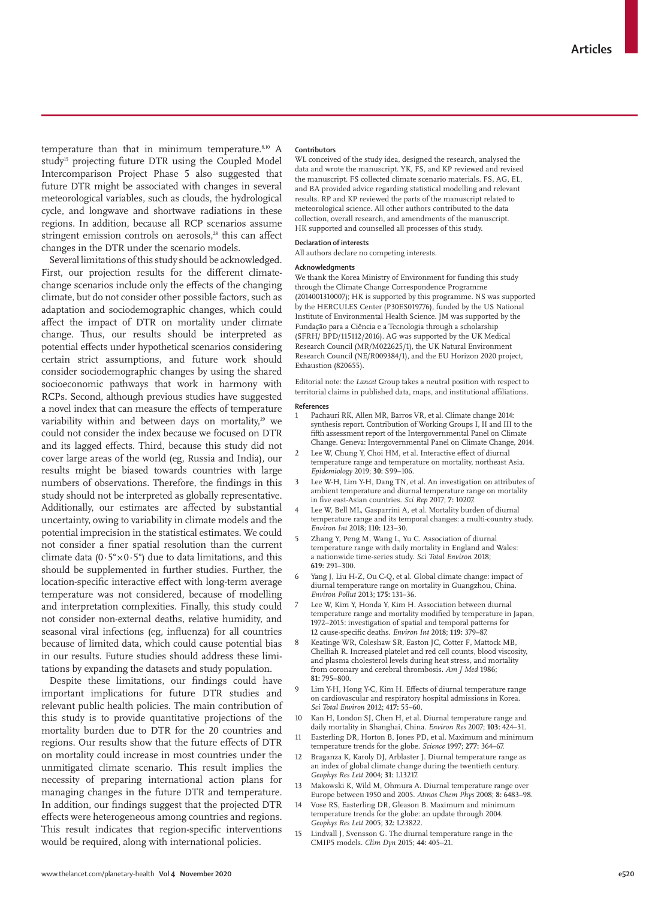temperature than that in minimum temperature.[8,10] A study[15] projecting future DTR using the Coupled Model Intercomparison Project Phase 5 also suggested that future DTR might be associated with changes in several meteorological variables, such as clouds, the hydrological cycle, and longwave and shortwave radiations in these regions. In addition, because all RCP scenarios assume stringent emission controls on aerosols,[28] this can affect changes in the DTR under the scenario models.

Several limitations of this study should be acknowledged. First, our projection results for the different climate-change scenarios include only the effects of the changing climate, but do not consider other possible factors, such as adaptation and sociodemographic changes, which could affect the impact of DTR on mortality under climate change. Thus, our results should be interpreted as potential effects under hypothetical scenarios considering certain strict assumptions, and future work should consider sociodemographic changes by using the shared socioeconomic pathways that work in harmony with RCPs. Second, although previous studies have suggested a novel index that can measure the effects of temperature variability within and between days on mortality,[29] we could not consider the index because we focused on DTR and its lagged effects. Third, because this study did not cover large areas of the world (eg, Russia and India), our results might be biased towards countries with large numbers of observations. Therefore, the findings in this study should not be interpreted as globally representative. Additionally, our estimates are affected by substantial uncertainty, owing to variability in climate models and the potential imprecision in the statistical estimates. We could not consider a finer spatial resolution than the current climate data (0·5°×0·5°) due to data limitations, and this should be supplemented in further studies. Further, the location-specific interactive effect with long-term average temperature was not considered, because of modelling and interpretation complexities. Finally, this study could not consider non-external deaths, relative humidity, and seasonal viral infections (eg, influenza) for all countries because of limited data, which could cause potential bias in our results. Future studies should address these limitations by expanding the datasets and study population.

Despite these limitations, our findings could have important implications for future DTR studies and relevant public health policies. The main contribution of this study is to provide quantitative projections of the mortality burden due to DTR for the 20 countries and regions. Our results show that the future effects of DTR on mortality could increase in most countries under the unmitigated climate scenario. This result implies the necessity of preparing international action plans for managing changes in the future DTR and temperature. In addition, our findings suggest that the projected DTR effects were heterogeneous among countries and regions. This result indicates that region-specific interventions would be required, along with international policies.

#### Contributors

WL conceived of the study idea, designed the research, analysed the data and wrote the manuscript. YK, FS, and KP reviewed and revised the manuscript. FS collected climate scenario materials. FS, AG, EL, and BA provided advice regarding statistical modelling and relevant results. RP and KP reviewed the parts of the manuscript related to meteorological science. All other authors contributed to the data collection, overall research, and amendments of the manuscript. HK supported and counselled all processes of this study.

#### Declaration of interests

All authors declare no competing interests.

#### Acknowledgments

We thank the Korea Ministry of Environment for funding this study through the Climate Change Correspondence Programme (2014001310007); HK is supported by this programme. NS was supported by the HERCULES Center (P30ES019776), funded by the US National Institute of Environmental Health Science. JM was supported by the Fundação para a Ciência e a Tecnologia through a scholarship (SFRH/ BPD/115112/2016). AG was supported by the UK Medical Research Council (MR/M022625/1), the UK Natural Environment Research Council (NE/R009384/1), and the EU Horizon 2020 project, Exhaustion (820655).

Editorial note: the *Lancet* Group takes a neutral position with respect to territorial claims in published data, maps, and institutional affiliations.

#### References

1. Pachauri RK, Allen MR, Barros VR, et al. Climate change 2014: synthesis report. Contribution of Working Groups I, II and III to the fifth assessment report of the Intergovernmental Panel on Climate Change. Geneva: Intergovernmental Panel on Climate Change, 2014.
2. Lee W, Chung Y, Choi HM, et al. Interactive effect of diurnal temperature range and temperature on mortality, northeast Asia. *Epidemiology* 2019; **30:** S99–106.
3. Lee W-H, Lim Y-H, Dang TN, et al. An investigation on attributes of ambient temperature and diurnal temperature range on mortality in five east-Asian countries. *Sci Rep* 2017; **7:** 10207.
4. Lee W, Bell ML, Gasparrini A, et al. Mortality burden of diurnal temperature range and its temporal changes: a multi-country study. *Environ Int* 2018; **110:** 123–30.
5. Zhang Y, Peng M, Wang L, Yu C. Association of diurnal temperature range with daily mortality in England and Wales: a nationwide time-series study. *Sci Total Environ* 2018; **619:** 291–300.
6. Yang J, Liu H-Z, Ou C-Q, et al. Global climate change: impact of diurnal temperature range on mortality in Guangzhou, China. *Environ Pollut* 2013; **175:** 131–36.
7. Lee W, Kim Y, Honda Y, Kim H. Association between diurnal temperature range and mortality modified by temperature in Japan, 1972–2015: investigation of spatial and temporal patterns for 12 cause-specific deaths. *Environ Int* 2018; **119:** 379–87.
8. Keatinge WR, Coleshaw SR, Easton JC, Cotter F, Mattock MB, Chelliah R. Increased platelet and red cell counts, blood viscosity, and plasma cholesterol levels during heat stress, and mortality from coronary and cerebral thrombosis. *Am J Med* 1986; **81:** 795–800.
9. Lim Y-H, Hong Y-C, Kim H. Effects of diurnal temperature range on cardiovascular and respiratory hospital admissions in Korea. *Sci Total Environ* 2012; **417:** 55–60.
10. Kan H, London SJ, Chen H, et al. Diurnal temperature range and daily mortality in Shanghai, China. *Environ Res* 2007; **103:** 424–31.
11. Easterling DR, Horton B, Jones PD, et al. Maximum and minimum temperature trends for the globe. *Science* 1997; **277:** 364–67.
12. Braganza K, Karoly DJ, Arblaster J. Diurnal temperature range as an index of global climate change during the twentieth century. *Geophys Res Lett* 2004; **31:** L13217.
13. Makowski K, Wild M, Ohmura A. Diurnal temperature range over Europe between 1950 and 2005. *Atmos Chem Phys* 2008; **8:** 6483–98.
14. Vose RS, Easterling DR, Gleason B. Maximum and minimum temperature trends for the globe: an update through 2004. *Geophys Res Lett* 2005; **32:** L23822.
15. Lindvall J, Svensson G. The diurnal temperature range in the CMIP5 models. *Clim Dyn* 2015; **44:** 405–21.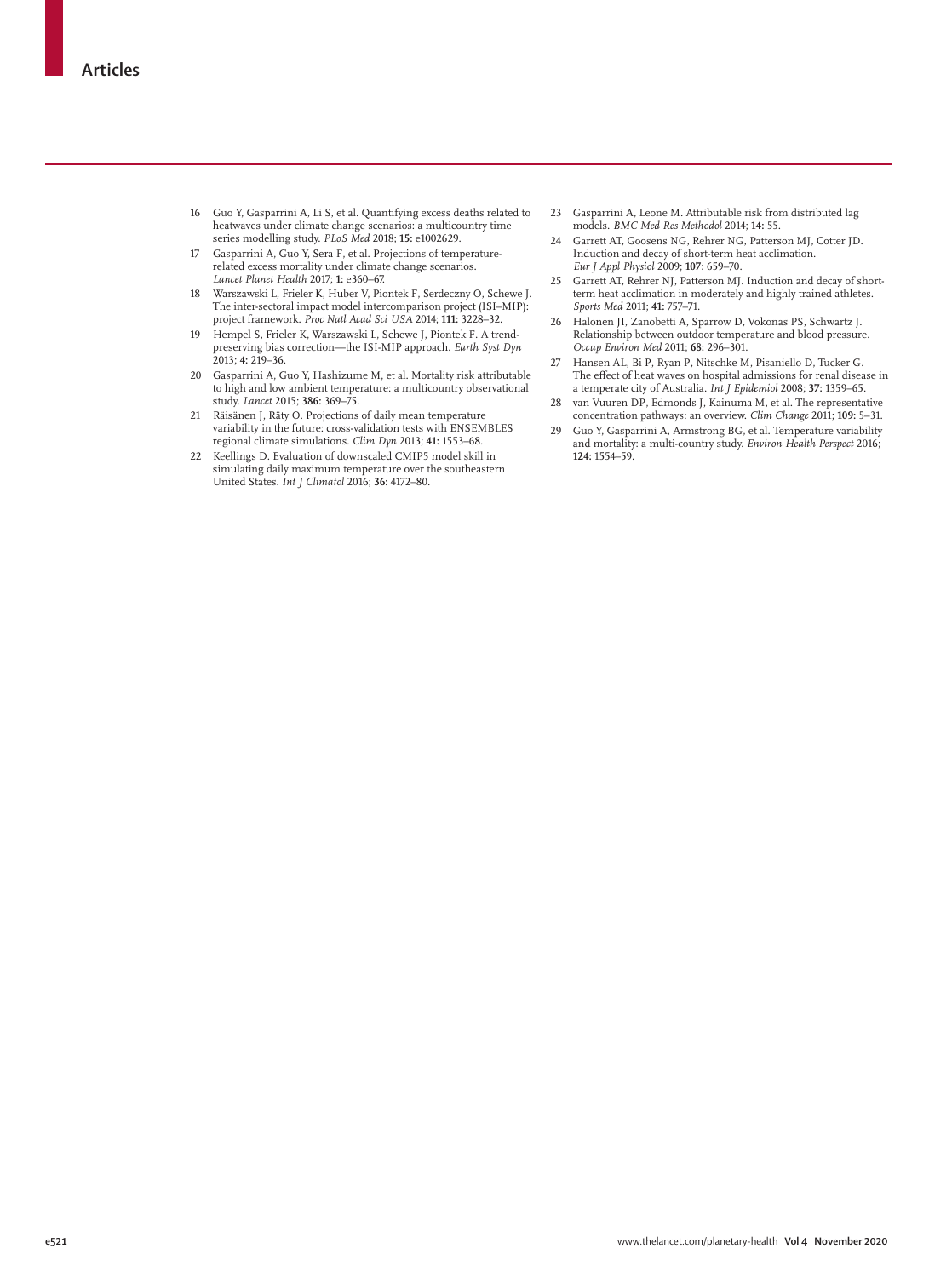16 Guo Y, Gasparrini A, Li S, et al. Quantifying excess deaths related to heatwaves under climate change scenarios: a multicountry time series modelling study. *PLoS Med* 2018; **15:** e1002629.

17 Gasparrini A, Guo Y, Sera F, et al. Projections of temperature-related excess mortality under climate change scenarios. *Lancet Planet Health* 2017; **1:** e360–67.

18 Warszawski L, Frieler K, Huber V, Piontek F, Serdeczny O, Schewe J. The inter-sectoral impact model intercomparison project (ISI–MIP): project framework. *Proc Natl Acad Sci USA* 2014; **111:** 3228–32.

19 Hempel S, Frieler K, Warszawski L, Schewe J, Piontek F. A trend-preserving bias correction—the ISI-MIP approach. *Earth Syst Dyn* 2013; **4:** 219–36.

20 Gasparrini A, Guo Y, Hashizume M, et al. Mortality risk attributable to high and low ambient temperature: a multicountry observational study. *Lancet* 2015; **386:** 369–75.

21 Räisänen J, Räty O. Projections of daily mean temperature variability in the future: cross-validation tests with ENSEMBLES regional climate simulations. *Clim Dyn* 2013; **41:** 1553–68.

22 Keellings D. Evaluation of downscaled CMIP5 model skill in simulating daily maximum temperature over the southeastern United States. *Int J Climatol* 2016; **36:** 4172–80.

23 Gasparrini A, Leone M. Attributable risk from distributed lag models. *BMC Med Res Methodol* 2014; **14:** 55.

24 Garrett AT, Goosens NG, Rehrer NG, Patterson MJ, Cotter JD. Induction and decay of short-term heat acclimation. *Eur J Appl Physiol* 2009; **107:** 659–70.

25 Garrett AT, Rehrer NJ, Patterson MJ. Induction and decay of short-term heat acclimation in moderately and highly trained athletes. *Sports Med* 2011; **41:** 757–71.

26 Halonen JI, Zanobetti A, Sparrow D, Vokonas PS, Schwartz J. Relationship between outdoor temperature and blood pressure. *Occup Environ Med* 2011; **68:** 296–301.

27 Hansen AL, Bi P, Ryan P, Nitschke M, Pisaniello D, Tucker G. The effect of heat waves on hospital admissions for renal disease in a temperate city of Australia. *Int J Epidemiol* 2008; **37:** 1359–65.

28 van Vuuren DP, Edmonds J, Kainuma M, et al. The representative concentration pathways: an overview. *Clim Change* 2011; **109:** 5–31.

29 Guo Y, Gasparrini A, Armstrong BG, et al. Temperature variability and mortality: a multi-country study. *Environ Health Perspect* 2016; **124:** 1554–59.